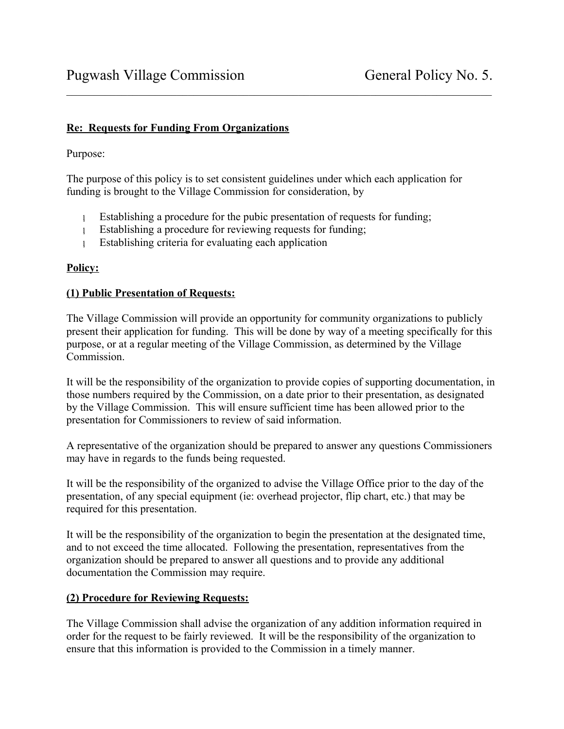Pugwash Village Commission General Policy No. 5.

---

**Re: Requests for Funding From Organizations**

Purpose:

The purpose of this policy is to set consistent guidelines under which each application for funding is brought to the Village Commission for consideration, by

- Establishing a procedure for the pubic presentation of requests for funding;
- Establishing a procedure for reviewing requests for funding;
- Establishing criteria for evaluating each application

**Policy:**

**(1) Public Presentation of Requests:**

The Village Commission will provide an opportunity for community organizations to publicly present their application for funding. This will be done by way of a meeting specifically for this purpose, or at a regular meeting of the Village Commission, as determined by the Village Commission.

It will be the responsibility of the organization to provide copies of supporting documentation, in those numbers required by the Commission, on a date prior to their presentation, as designated by the Village Commission. This will ensure sufficient time has been allowed prior to the presentation for Commissioners to review of said information.

A representative of the organization should be prepared to answer any questions Commissioners may have in regards to the funds being requested.

It will be the responsibility of the organized to advise the Village Office prior to the day of the presentation, of any special equipment (ie: overhead projector, flip chart, etc.) that may be required for this presentation.

It will be the responsibility of the organization to begin the presentation at the designated time, and to not exceed the time allocated. Following the presentation, representatives from the organization should be prepared to answer all questions and to provide any additional documentation the Commission may require.

**(2) Procedure for Reviewing Requests:**

The Village Commission shall advise the organization of any addition information required in order for the request to be fairly reviewed. It will be the responsibility of the organization to ensure that this information is provided to the Commission in a timely manner.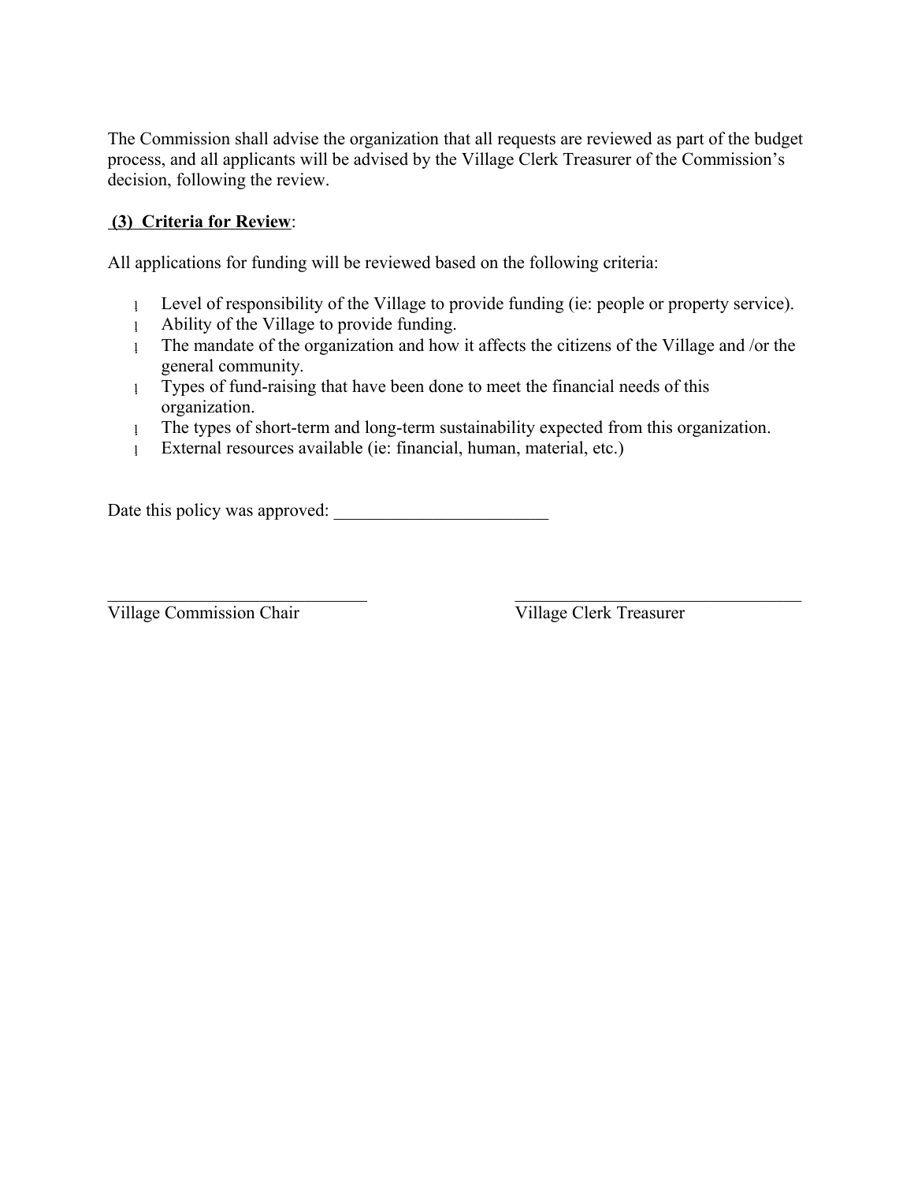The Commission shall advise the organization that all requests are reviewed as part of the budget process, and all applicants will be advised by the Village Clerk Treasurer of the Commission's decision, following the review.

**(3) Criteria for Review**:

All applications for funding will be reviewed based on the following criteria:

- Level of responsibility of the Village to provide funding (ie: people or property service).
- Ability of the Village to provide funding.
- The mandate of the organization and how it affects the citizens of the Village and /or the general community.
- Types of fund-raising that have been done to meet the financial needs of this organization.
- The types of short-term and long-term sustainability expected from this organization.
- External resources available (ie: financial, human, material, etc.)

Date this policy was approved: ________________________

______________________________ ______________________________

Village Commission Chair Village Clerk Treasurer